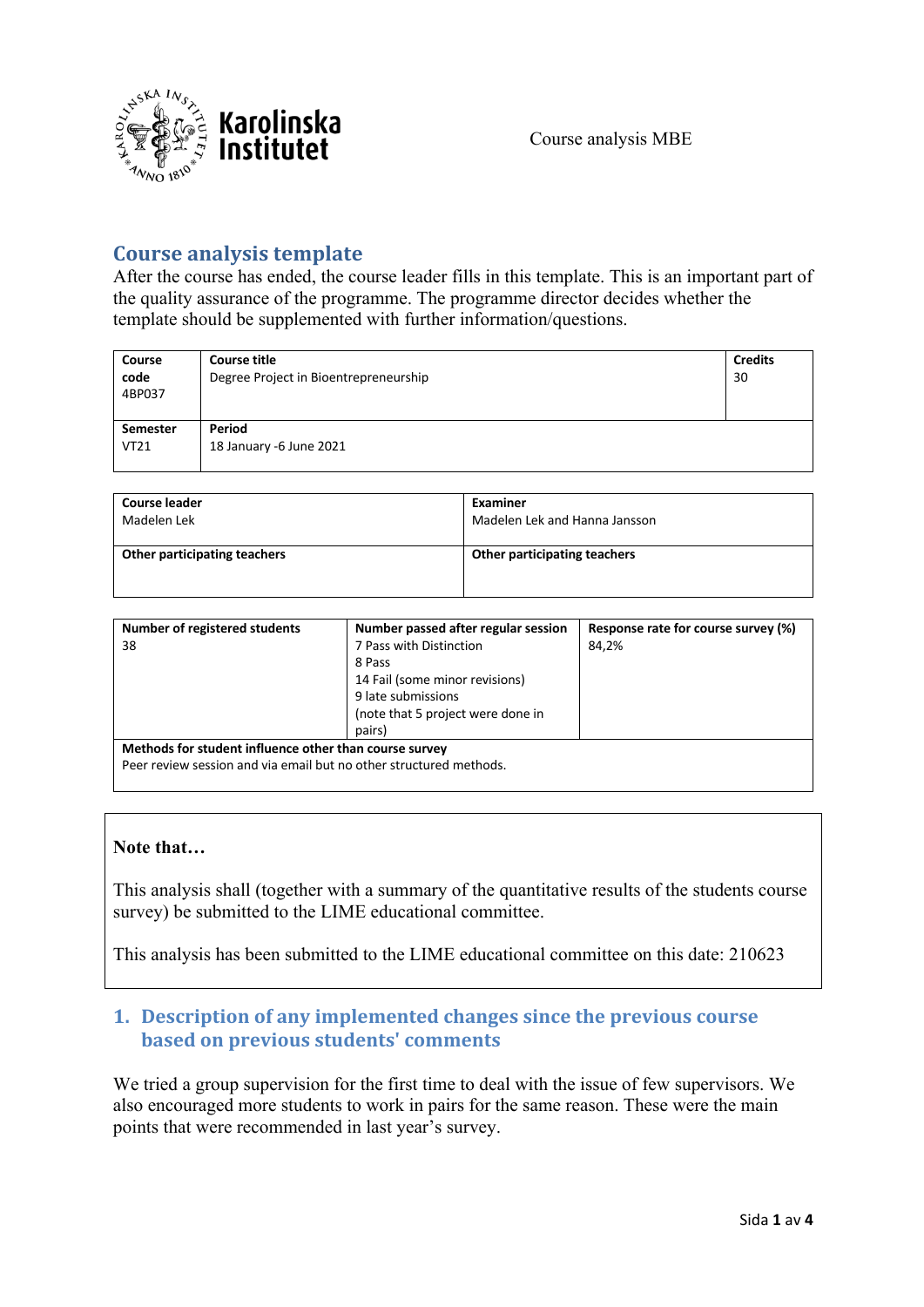Course analysis MBE

## Course analysis template

After the course has ended, the course leader fills in this template. This is an important part of the quality assurance of the programme. The programme director decides whether the template should be supplemented with further information/questions.

| **Course code** 4BP037 | **Course title** Degree Project in Bioentrepreneurship | **Credits** 30 |
|---|---|---|
| **Semester** VT21 | **Period** 18 January -6 June 2021 | |

| **Course leader** Madelen Lek | **Examiner** Madelen Lek and Hanna Jansson |
|---|---|
| **Other participating teachers** | **Other participating teachers** |

| **Number of registered students** | **Number passed after regular session** | **Response rate for course survey (%)** |
|---|---|---|
| 38 | 7 Pass with Distinction<br>8 Pass<br>14 Fail (some minor revisions)<br>9 late submissions<br>(note that 5 project were done in pairs) | 84,2% |
| **Methods for student influence other than course survey**<br>Peer review session and via email but no other structured methods. | | |

**Note that…**

This analysis shall (together with a summary of the quantitative results of the students course survey) be submitted to the LIME educational committee.

This analysis has been submitted to the LIME educational committee on this date: 210623

### 1. Description of any implemented changes since the previous course based on previous students' comments

We tried a group supervision for the first time to deal with the issue of few supervisors. We also encouraged more students to work in pairs for the same reason. These were the main points that were recommended in last year's survey.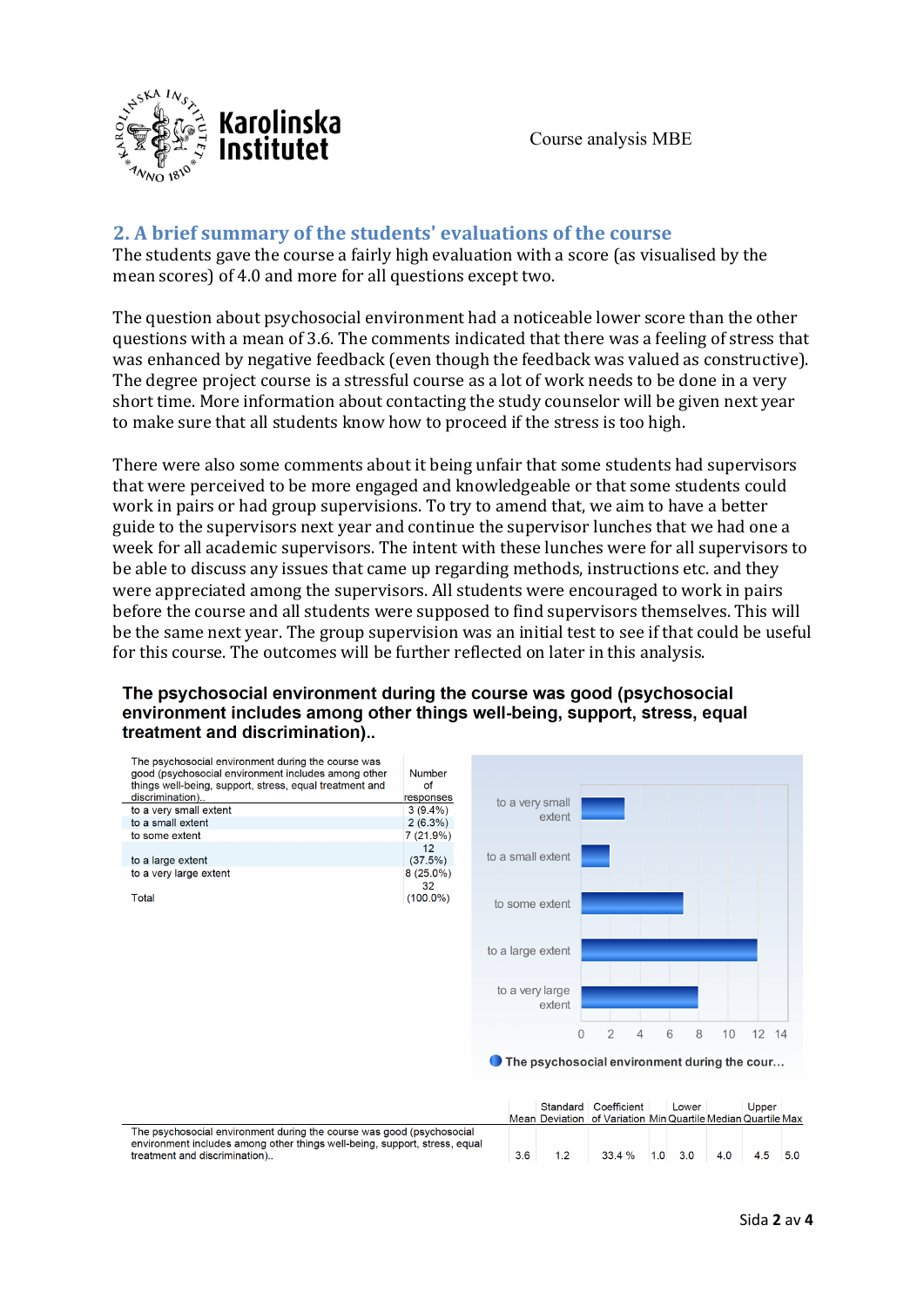## 2. A brief summary of the students' evaluations of the course

The students gave the course a fairly high evaluation with a score (as visualised by the mean scores) of 4.0 and more for all questions except two.

The question about psychosocial environment had a noticeable lower score than the other questions with a mean of 3.6. The comments indicated that there was a feeling of stress that was enhanced by negative feedback (even though the feedback was valued as constructive). The degree project course is a stressful course as a lot of work needs to be done in a very short time. More information about contacting the study counselor will be given next year to make sure that all students know how to proceed if the stress is too high.

There were also some comments about it being unfair that some students had supervisors that were perceived to be more engaged and knowledgeable or that some students could work in pairs or had group supervisions. To try to amend that, we aim to have a better guide to the supervisors next year and continue the supervisor lunches that we had one a week for all academic supervisors. The intent with these lunches were for all supervisors to be able to discuss any issues that came up regarding methods, instructions etc. and they were appreciated among the supervisors. All students were encouraged to work in pairs before the course and all students were supposed to find supervisors themselves. This will be the same next year. The group supervision was an initial test to see if that could be useful for this course. The outcomes will be further reflected on later in this analysis.

### The psychosocial environment during the course was good (psychosocial environment includes among other things well-being, support, stress, equal treatment and discrimination)..

| The psychosocial environment during the course was good (psychosocial environment includes among other things well-being, support, stress, equal treatment and discrimination).. | Number of responses |
|---|---|
| to a very small extent | 3 (9.4%) |
| to a small extent | 2 (6.3%) |
| to some extent | 7 (21.9%) |
| to a large extent | 12 (37.5%) |
| to a very large extent | 8 (25.0%) |
| Total | 32 (100.0%) |

|  | Mean | Standard Deviation | Coefficient of Variation | Min | Lower Quartile | Median | Upper Quartile | Max |
|---|---|---|---|---|---|---|---|---|
| The psychosocial environment during the course was good (psychosocial environment includes among other things well-being, support, stress, equal treatment and discrimination).. | 3.6 | 1.2 | 33.4 % | 1.0 | 3.0 | 4.0 | 4.5 | 5.0 |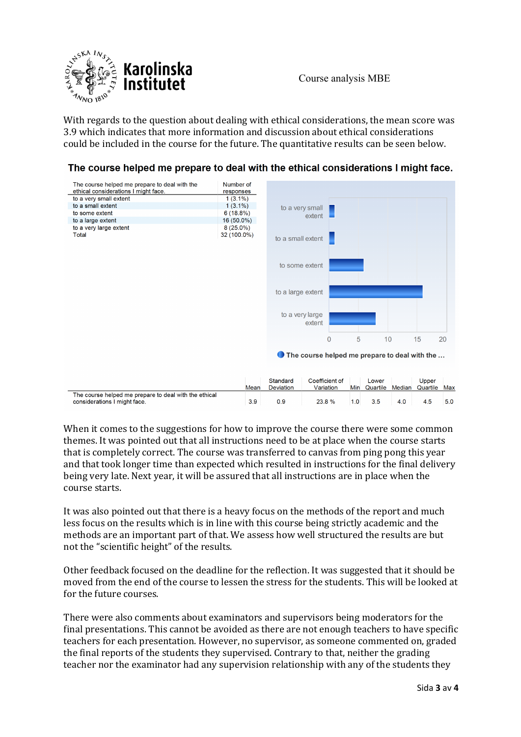With regards to the question about dealing with ethical considerations, the mean score was 3.9 which indicates that more information and discussion about ethical considerations could be included in the course for the future. The quantitative results can be seen below.

**The course helped me prepare to deal with the ethical considerations I might face.**

| The course helped me prepare to deal with the ethical considerations I might face. | Number of responses |
|---|---|
| to a very small extent | 1 (3.1%) |
| to a small extent | 1 (3.1%) |
| to some extent | 6 (18.8%) |
| to a large extent | 16 (50.0%) |
| to a very large extent | 8 (25.0%) |
| Total | 32 (100.0%) |

| | Mean | Standard Deviation | Coefficient of Variation | Min | Lower Quartile | Median | Upper Quartile | Max |
|---|---|---|---|---|---|---|---|---|
| The course helped me prepare to deal with the ethical considerations I might face. | 3.9 | 0.9 | 23.8 % | 1.0 | 3.5 | 4.0 | 4.5 | 5.0 |

When it comes to the suggestions for how to improve the course there were some common themes. It was pointed out that all instructions need to be at place when the course starts that is completely correct. The course was transferred to canvas from ping pong this year and that took longer time than expected which resulted in instructions for the final delivery being very late. Next year, it will be assured that all instructions are in place when the course starts.

It was also pointed out that there is a heavy focus on the methods of the report and much less focus on the results which is in line with this course being strictly academic and the methods are an important part of that. We assess how well structured the results are but not the "scientific height" of the results.

Other feedback focused on the deadline for the reflection. It was suggested that it should be moved from the end of the course to lessen the stress for the students. This will be looked at for the future courses.

There were also comments about examinators and supervisors being moderators for the final presentations. This cannot be avoided as there are not enough teachers to have specific teachers for each presentation. However, no supervisor, as someone commented on, graded the final reports of the students they supervised. Contrary to that, neither the grading teacher nor the examinator had any supervision relationship with any of the students they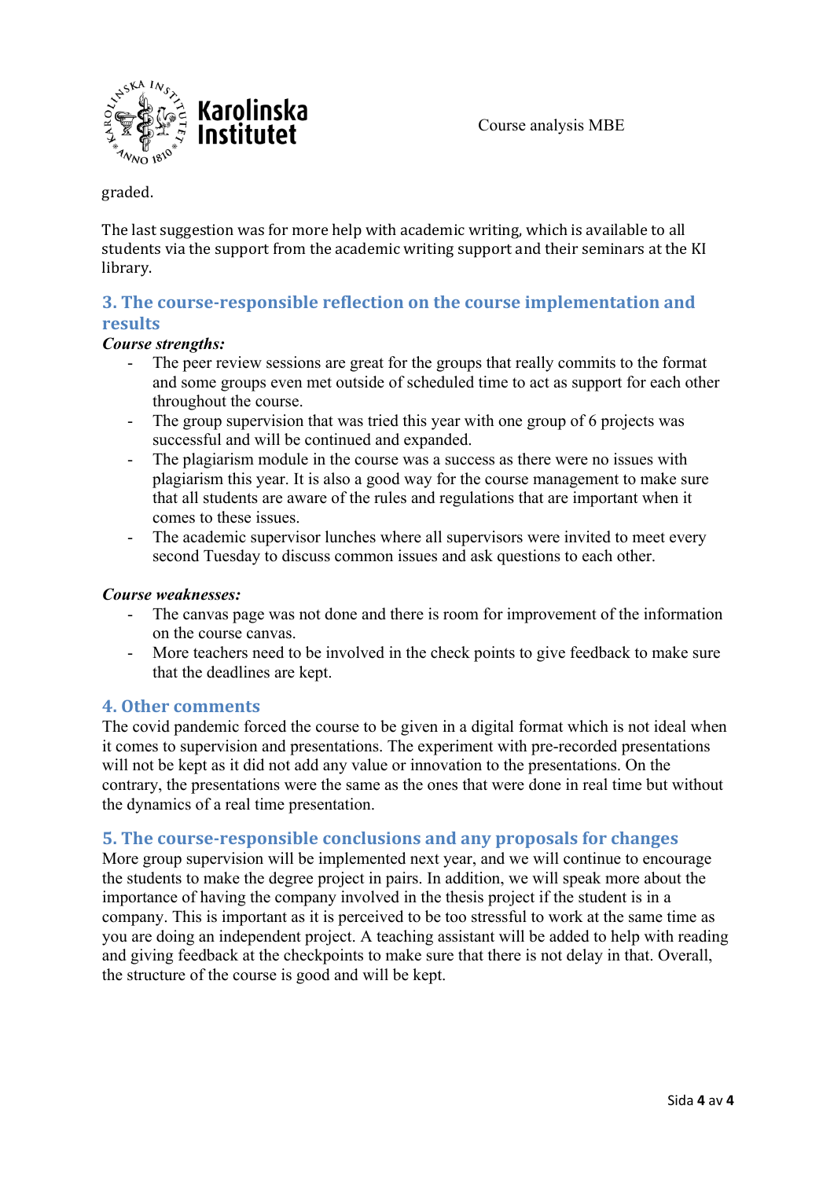graded.

The last suggestion was for more help with academic writing, which is available to all students via the support from the academic writing support and their seminars at the KI library.

## 3. The course-responsible reflection on the course implementation and results

***Course strengths:***

- The peer review sessions are great for the groups that really commits to the format and some groups even met outside of scheduled time to act as support for each other throughout the course.
- The group supervision that was tried this year with one group of 6 projects was successful and will be continued and expanded.
- The plagiarism module in the course was a success as there were no issues with plagiarism this year. It is also a good way for the course management to make sure that all students are aware of the rules and regulations that are important when it comes to these issues.
- The academic supervisor lunches where all supervisors were invited to meet every second Tuesday to discuss common issues and ask questions to each other.

***Course weaknesses:***

- The canvas page was not done and there is room for improvement of the information on the course canvas.
- More teachers need to be involved in the check points to give feedback to make sure that the deadlines are kept.

## 4. Other comments

The covid pandemic forced the course to be given in a digital format which is not ideal when it comes to supervision and presentations. The experiment with pre-recorded presentations will not be kept as it did not add any value or innovation to the presentations. On the contrary, the presentations were the same as the ones that were done in real time but without the dynamics of a real time presentation.

## 5. The course-responsible conclusions and any proposals for changes

More group supervision will be implemented next year, and we will continue to encourage the students to make the degree project in pairs. In addition, we will speak more about the importance of having the company involved in the thesis project if the student is in a company. This is important as it is perceived to be too stressful to work at the same time as you are doing an independent project. A teaching assistant will be added to help with reading and giving feedback at the checkpoints to make sure that there is not delay in that. Overall, the structure of the course is good and will be kept.